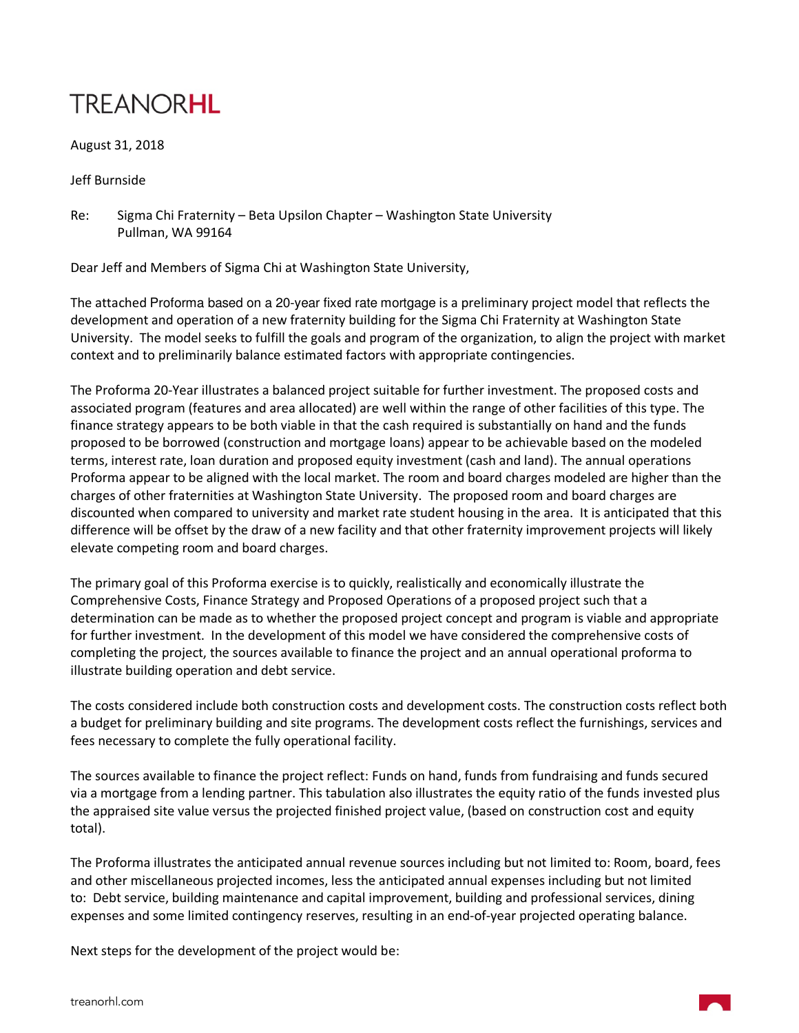TREANOR**HL**

August 31, 2018

Jeff Burnside

Re: Sigma Chi Fraternity – Beta Upsilon Chapter – Washington State University
Pullman, WA 99164

Dear Jeff and Members of Sigma Chi at Washington State University,

The attached Proforma based on a 20-year fixed rate mortgage is a preliminary project model that reflects the development and operation of a new fraternity building for the Sigma Chi Fraternity at Washington State University. The model seeks to fulfill the goals and program of the organization, to align the project with market context and to preliminarily balance estimated factors with appropriate contingencies.

The Proforma 20-Year illustrates a balanced project suitable for further investment. The proposed costs and associated program (features and area allocated) are well within the range of other facilities of this type. The finance strategy appears to be both viable in that the cash required is substantially on hand and the funds proposed to be borrowed (construction and mortgage loans) appear to be achievable based on the modeled terms, interest rate, loan duration and proposed equity investment (cash and land). The annual operations Proforma appear to be aligned with the local market. The room and board charges modeled are higher than the charges of other fraternities at Washington State University. The proposed room and board charges are discounted when compared to university and market rate student housing in the area. It is anticipated that this difference will be offset by the draw of a new facility and that other fraternity improvement projects will likely elevate competing room and board charges.

The primary goal of this Proforma exercise is to quickly, realistically and economically illustrate the Comprehensive Costs, Finance Strategy and Proposed Operations of a proposed project such that a determination can be made as to whether the proposed project concept and program is viable and appropriate for further investment. In the development of this model we have considered the comprehensive costs of completing the project, the sources available to finance the project and an annual operational proforma to illustrate building operation and debt service.

The costs considered include both construction costs and development costs. The construction costs reflect both a budget for preliminary building and site programs. The development costs reflect the furnishings, services and fees necessary to complete the fully operational facility.

The sources available to finance the project reflect: Funds on hand, funds from fundraising and funds secured via a mortgage from a lending partner. This tabulation also illustrates the equity ratio of the funds invested plus the appraised site value versus the projected finished project value, (based on construction cost and equity total).

The Proforma illustrates the anticipated annual revenue sources including but not limited to: Room, board, fees and other miscellaneous projected incomes, less the anticipated annual expenses including but not limited to: Debt service, building maintenance and capital improvement, building and professional services, dining expenses and some limited contingency reserves, resulting in an end-of-year projected operating balance.

Next steps for the development of the project would be: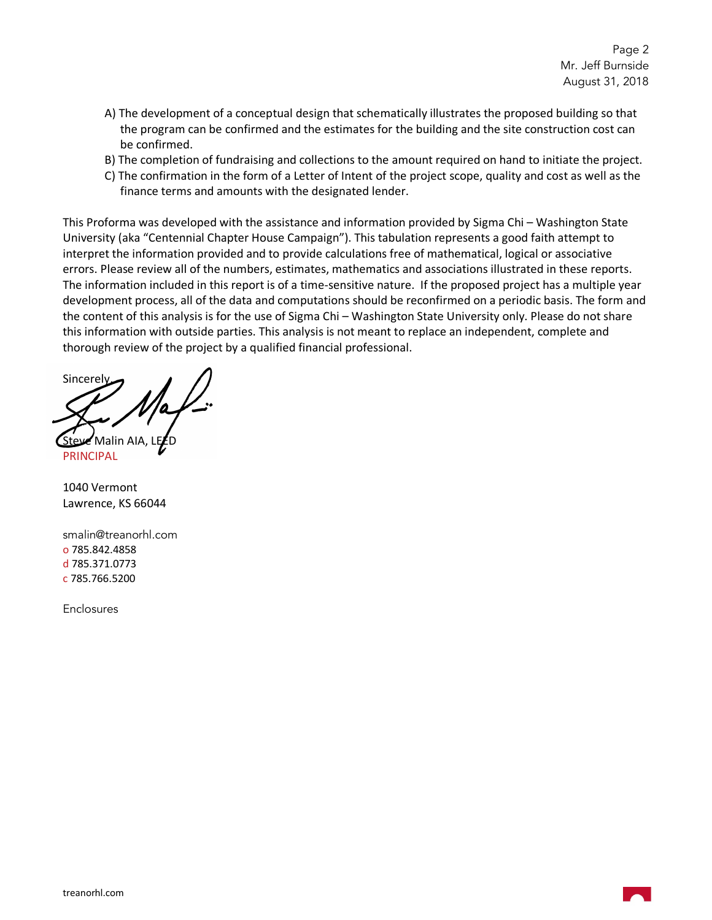A) The development of a conceptual design that schematically illustrates the proposed building so that the program can be confirmed and the estimates for the building and the site construction cost can be confirmed.
B) The completion of fundraising and collections to the amount required on hand to initiate the project.
C) The confirmation in the form of a Letter of Intent of the project scope, quality and cost as well as the finance terms and amounts with the designated lender.

This Proforma was developed with the assistance and information provided by Sigma Chi – Washington State University (aka "Centennial Chapter House Campaign"). This tabulation represents a good faith attempt to interpret the information provided and to provide calculations free of mathematical, logical or associative errors. Please review all of the numbers, estimates, mathematics and associations illustrated in these reports. The information included in this report is of a time-sensitive nature. If the proposed project has a multiple year development process, all of the data and computations should be reconfirmed on a periodic basis. The form and the content of this analysis is for the use of Sigma Chi – Washington State University only. Please do not share this information with outside parties. This analysis is not meant to replace an independent, complete and thorough review of the project by a qualified financial professional.

Sincerely,

Steve Malin AIA, LEED
PRINCIPAL

1040 Vermont
Lawrence, KS 66044

smalin@treanorhl.com
o 785.842.4858
d 785.371.0773
c 785.766.5200

Enclosures